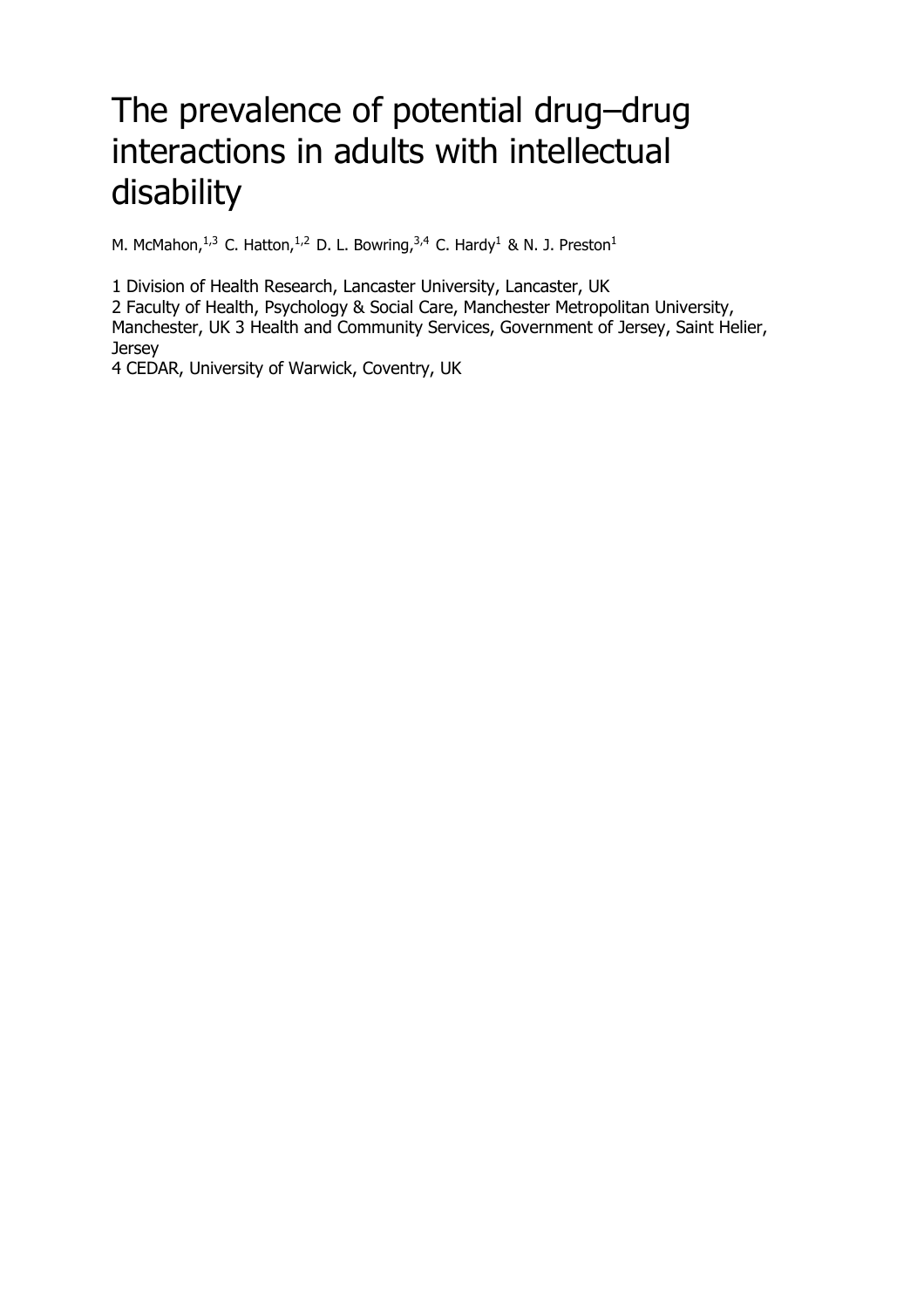# The prevalence of potential drug–drug interactions in adults with intellectual disability

M. McMahon,[1,3] C. Hatton,[1,2] D. L. Bowring,[3,4] C. Hardy[1] & N. J. Preston[1]

1 Division of Health Research, Lancaster University, Lancaster, UK
2 Faculty of Health, Psychology & Social Care, Manchester Metropolitan University, Manchester, UK 3 Health and Community Services, Government of Jersey, Saint Helier, Jersey
4 CEDAR, University of Warwick, Coventry, UK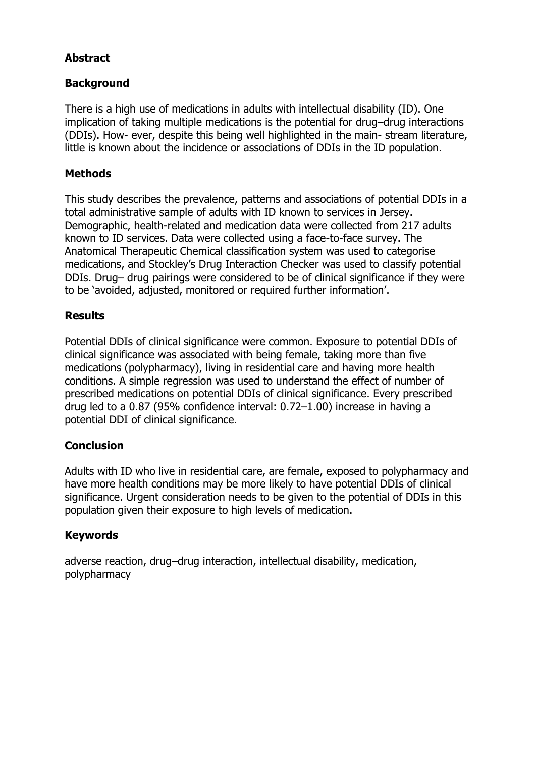## Abstract

## Background

There is a high use of medications in adults with intellectual disability (ID). One implication of taking multiple medications is the potential for drug–drug interactions (DDIs). How- ever, despite this being well highlighted in the main- stream literature, little is known about the incidence or associations of DDIs in the ID population.

## Methods

This study describes the prevalence, patterns and associations of potential DDIs in a total administrative sample of adults with ID known to services in Jersey. Demographic, health-related and medication data were collected from 217 adults known to ID services. Data were collected using a face-to-face survey. The Anatomical Therapeutic Chemical classification system was used to categorise medications, and Stockley's Drug Interaction Checker was used to classify potential DDIs. Drug– drug pairings were considered to be of clinical significance if they were to be 'avoided, adjusted, monitored or required further information'.

## Results

Potential DDIs of clinical significance were common. Exposure to potential DDIs of clinical significance was associated with being female, taking more than five medications (polypharmacy), living in residential care and having more health conditions. A simple regression was used to understand the effect of number of prescribed medications on potential DDIs of clinical significance. Every prescribed drug led to a 0.87 (95% confidence interval: 0.72–1.00) increase in having a potential DDI of clinical significance.

## Conclusion

Adults with ID who live in residential care, are female, exposed to polypharmacy and have more health conditions may be more likely to have potential DDIs of clinical significance. Urgent consideration needs to be given to the potential of DDIs in this population given their exposure to high levels of medication.

## Keywords

adverse reaction, drug–drug interaction, intellectual disability, medication, polypharmacy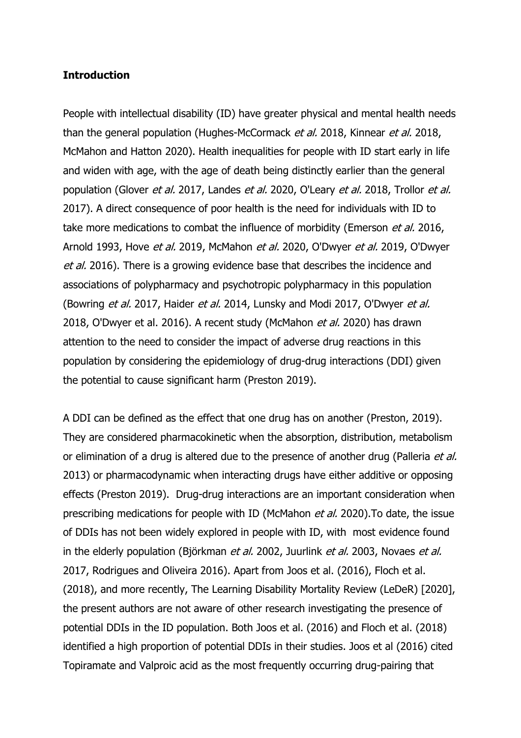## Introduction

People with intellectual disability (ID) have greater physical and mental health needs than the general population (Hughes-McCormack *et al.* 2018, Kinnear *et al.* 2018, McMahon and Hatton 2020). Health inequalities for people with ID start early in life and widen with age, with the age of death being distinctly earlier than the general population (Glover *et al.* 2017, Landes *et al.* 2020, O'Leary *et al.* 2018, Trollor *et al.* 2017). A direct consequence of poor health is the need for individuals with ID to take more medications to combat the influence of morbidity (Emerson *et al.* 2016, Arnold 1993, Hove *et al.* 2019, McMahon *et al.* 2020, O'Dwyer *et al.* 2019, O'Dwyer *et al.* 2016). There is a growing evidence base that describes the incidence and associations of polypharmacy and psychotropic polypharmacy in this population (Bowring *et al.* 2017, Haider *et al.* 2014, Lunsky and Modi 2017, O'Dwyer *et al.* 2018, O'Dwyer et al. 2016). A recent study (McMahon *et al.* 2020) has drawn attention to the need to consider the impact of adverse drug reactions in this population by considering the epidemiology of drug-drug interactions (DDI) given the potential to cause significant harm (Preston 2019).

A DDI can be defined as the effect that one drug has on another (Preston, 2019). They are considered pharmacokinetic when the absorption, distribution, metabolism or elimination of a drug is altered due to the presence of another drug (Palleria *et al.* 2013) or pharmacodynamic when interacting drugs have either additive or opposing effects (Preston 2019). Drug-drug interactions are an important consideration when prescribing medications for people with ID (McMahon *et al.* 2020).To date, the issue of DDIs has not been widely explored in people with ID, with most evidence found in the elderly population (Björkman *et al.* 2002, Juurlink *et al.* 2003, Novaes *et al.* 2017, Rodrigues and Oliveira 2016). Apart from Joos et al. (2016), Floch et al. (2018), and more recently, The Learning Disability Mortality Review (LeDeR) [2020], the present authors are not aware of other research investigating the presence of potential DDIs in the ID population. Both Joos et al. (2016) and Floch et al. (2018) identified a high proportion of potential DDIs in their studies. Joos et al (2016) cited Topiramate and Valproic acid as the most frequently occurring drug-pairing that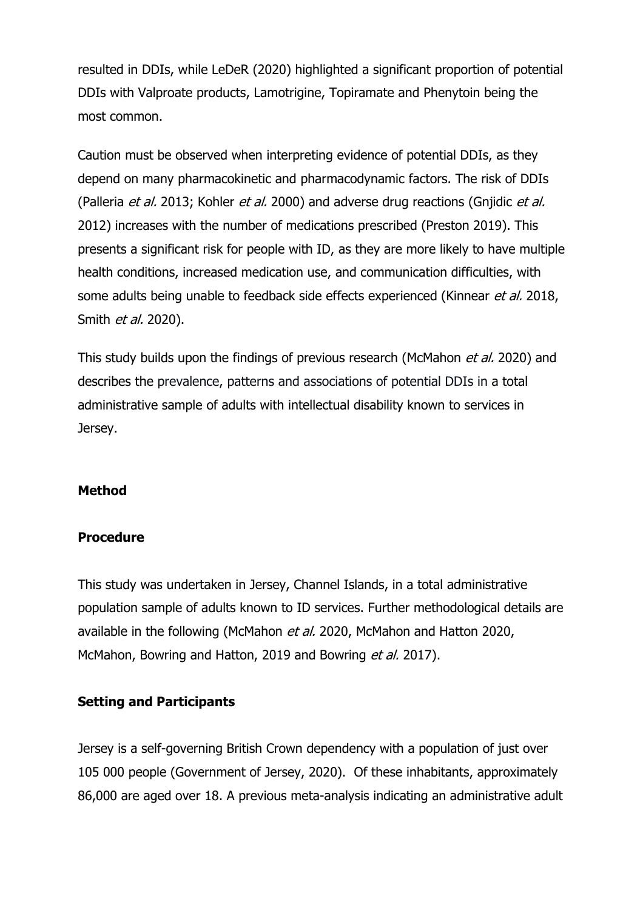resulted in DDIs, while LeDeR (2020) highlighted a significant proportion of potential DDIs with Valproate products, Lamotrigine, Topiramate and Phenytoin being the most common.

Caution must be observed when interpreting evidence of potential DDIs, as they depend on many pharmacokinetic and pharmacodynamic factors. The risk of DDIs (Palleria *et al.* 2013; Kohler *et al.* 2000) and adverse drug reactions (Gnjidic *et al.* 2012) increases with the number of medications prescribed (Preston 2019). This presents a significant risk for people with ID, as they are more likely to have multiple health conditions, increased medication use, and communication difficulties, with some adults being unable to feedback side effects experienced (Kinnear *et al.* 2018, Smith *et al.* 2020).

This study builds upon the findings of previous research (McMahon *et al.* 2020) and describes the prevalence, patterns and associations of potential DDIs in a total administrative sample of adults with intellectual disability known to services in Jersey.

## Method

### Procedure

This study was undertaken in Jersey, Channel Islands, in a total administrative population sample of adults known to ID services. Further methodological details are available in the following (McMahon *et al.* 2020, McMahon and Hatton 2020, McMahon, Bowring and Hatton, 2019 and Bowring *et al.* 2017).

### Setting and Participants

Jersey is a self-governing British Crown dependency with a population of just over 105 000 people (Government of Jersey, 2020). Of these inhabitants, approximately 86,000 are aged over 18. A previous meta-analysis indicating an administrative adult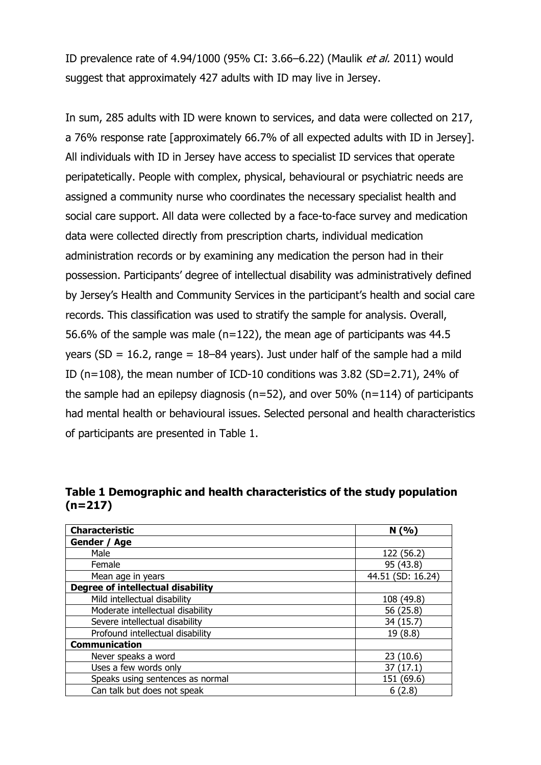ID prevalence rate of 4.94/1000 (95% CI: 3.66–6.22) (Maulik *et al.* 2011) would suggest that approximately 427 adults with ID may live in Jersey.

In sum, 285 adults with ID were known to services, and data were collected on 217, a 76% response rate [approximately 66.7% of all expected adults with ID in Jersey]. All individuals with ID in Jersey have access to specialist ID services that operate peripatetically. People with complex, physical, behavioural or psychiatric needs are assigned a community nurse who coordinates the necessary specialist health and social care support. All data were collected by a face-to-face survey and medication data were collected directly from prescription charts, individual medication administration records or by examining any medication the person had in their possession. Participants' degree of intellectual disability was administratively defined by Jersey's Health and Community Services in the participant's health and social care records. This classification was used to stratify the sample for analysis. Overall, 56.6% of the sample was male (n=122), the mean age of participants was 44.5 years (SD = 16.2, range = 18–84 years). Just under half of the sample had a mild ID (n=108), the mean number of ICD-10 conditions was 3.82 (SD=2.71), 24% of the sample had an epilepsy diagnosis (n=52), and over 50% (n=114) of participants had mental health or behavioural issues. Selected personal and health characteristics of participants are presented in Table 1.

**Table 1 Demographic and health characteristics of the study population (n=217)**

| Characteristic | N (%) |
|---|---|
| **Gender / Age** | |
| Male | 122 (56.2) |
| Female | 95 (43.8) |
| Mean age in years | 44.51 (SD: 16.24) |
| **Degree of intellectual disability** | |
| Mild intellectual disability | 108 (49.8) |
| Moderate intellectual disability | 56 (25.8) |
| Severe intellectual disability | 34 (15.7) |
| Profound intellectual disability | 19 (8.8) |
| **Communication** | |
| Never speaks a word | 23 (10.6) |
| Uses a few words only | 37 (17.1) |
| Speaks using sentences as normal | 151 (69.6) |
| Can talk but does not speak | 6 (2.8) |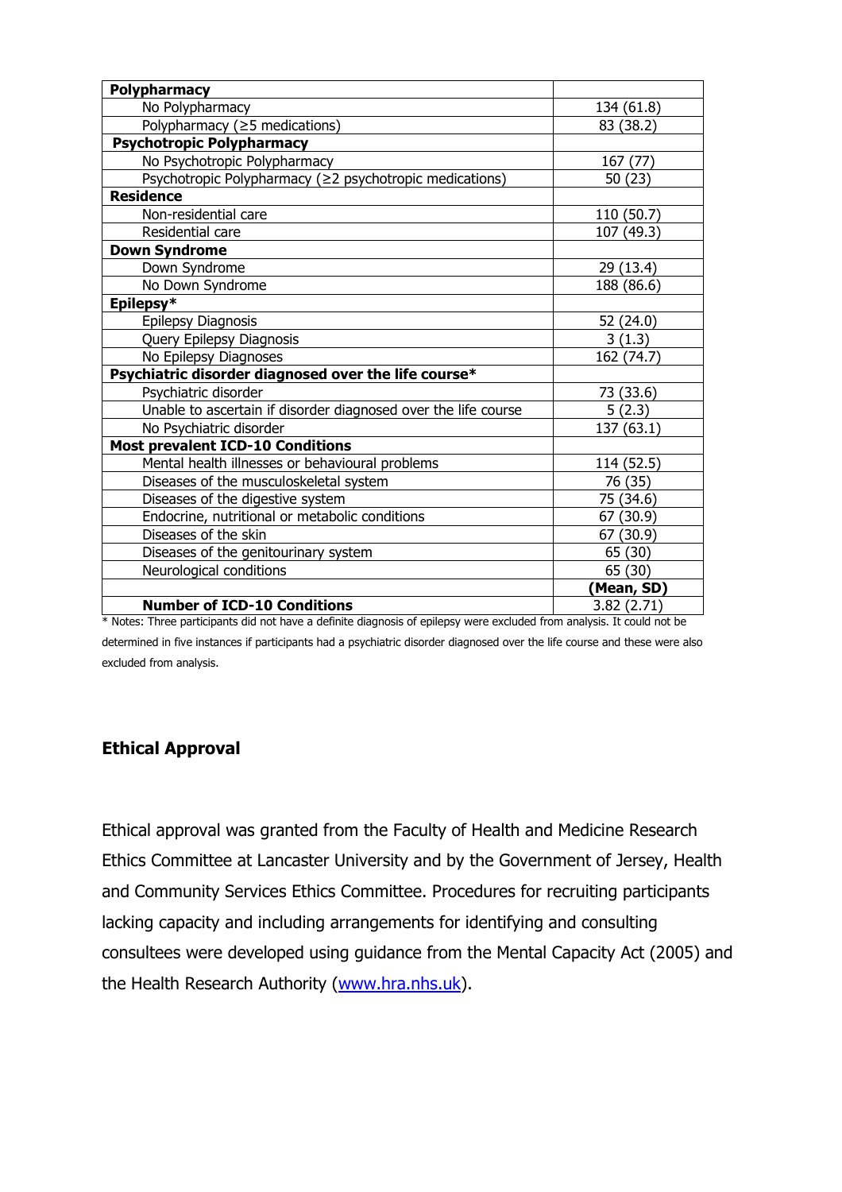| | |
|---|---|
| **Polypharmacy** | |
| No Polypharmacy | 134 (61.8) |
| Polypharmacy (≥5 medications) | 83 (38.2) |
| **Psychotropic Polypharmacy** | |
| No Psychotropic Polypharmacy | 167 (77) |
| Psychotropic Polypharmacy (≥2 psychotropic medications) | 50 (23) |
| **Residence** | |
| Non-residential care | 110 (50.7) |
| Residential care | 107 (49.3) |
| **Down Syndrome** | |
| Down Syndrome | 29 (13.4) |
| No Down Syndrome | 188 (86.6) |
| **Epilepsy*** | |
| Epilepsy Diagnosis | 52 (24.0) |
| Query Epilepsy Diagnosis | 3 (1.3) |
| No Epilepsy Diagnoses | 162 (74.7) |
| **Psychiatric disorder diagnosed over the life course*** | |
| Psychiatric disorder | 73 (33.6) |
| Unable to ascertain if disorder diagnosed over the life course | 5 (2.3) |
| No Psychiatric disorder | 137 (63.1) |
| **Most prevalent ICD-10 Conditions** | |
| Mental health illnesses or behavioural problems | 114 (52.5) |
| Diseases of the musculoskeletal system | 76 (35) |
| Diseases of the digestive system | 75 (34.6) |
| Endocrine, nutritional or metabolic conditions | 67 (30.9) |
| Diseases of the skin | 67 (30.9) |
| Diseases of the genitourinary system | 65 (30) |
| Neurological conditions | 65 (30) |
| | **(Mean, SD)** |
| **Number of ICD-10 Conditions** | 3.82 (2.71) |

* Notes: Three participants did not have a definite diagnosis of epilepsy were excluded from analysis. It could not be determined in five instances if participants had a psychiatric disorder diagnosed over the life course and these were also excluded from analysis.

## Ethical Approval

Ethical approval was granted from the Faculty of Health and Medicine Research Ethics Committee at Lancaster University and by the Government of Jersey, Health and Community Services Ethics Committee. Procedures for recruiting participants lacking capacity and including arrangements for identifying and consulting consultees were developed using guidance from the Mental Capacity Act (2005) and the Health Research Authority (www.hra.nhs.uk).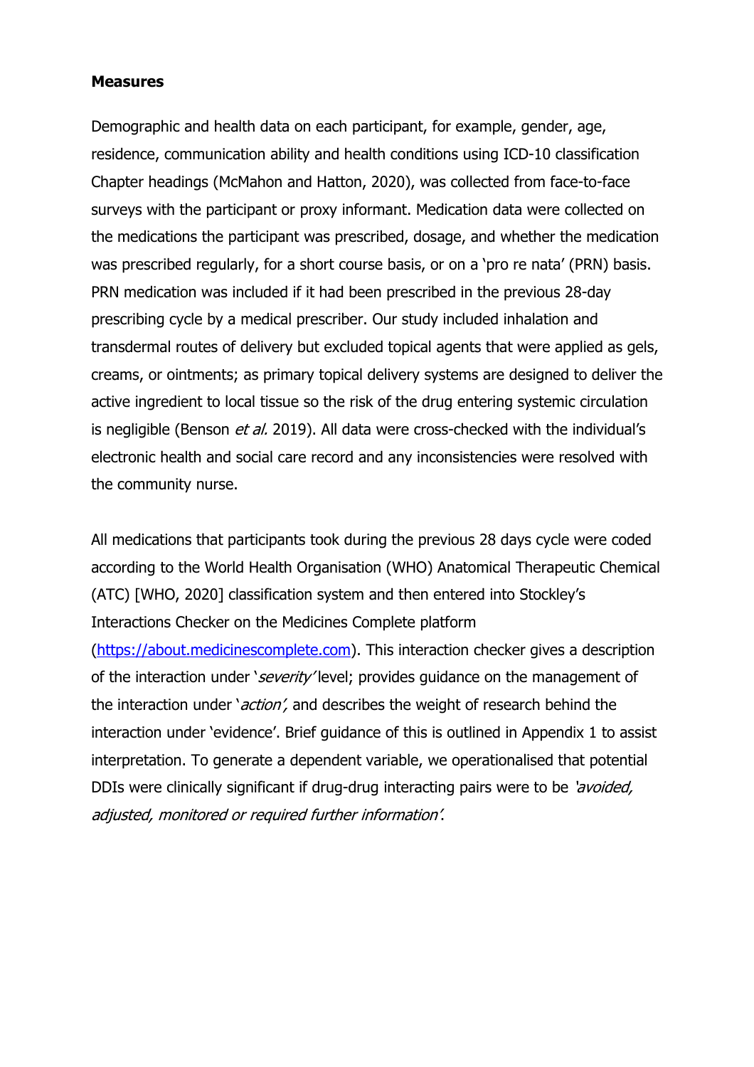**Measures**

Demographic and health data on each participant, for example, gender, age, residence, communication ability and health conditions using ICD-10 classification Chapter headings (McMahon and Hatton, 2020), was collected from face-to-face surveys with the participant or proxy informant. Medication data were collected on the medications the participant was prescribed, dosage, and whether the medication was prescribed regularly, for a short course basis, or on a 'pro re nata' (PRN) basis. PRN medication was included if it had been prescribed in the previous 28-day prescribing cycle by a medical prescriber. Our study included inhalation and transdermal routes of delivery but excluded topical agents that were applied as gels, creams, or ointments; as primary topical delivery systems are designed to deliver the active ingredient to local tissue so the risk of the drug entering systemic circulation is negligible (Benson *et al.* 2019). All data were cross-checked with the individual's electronic health and social care record and any inconsistencies were resolved with the community nurse.

All medications that participants took during the previous 28 days cycle were coded according to the World Health Organisation (WHO) Anatomical Therapeutic Chemical (ATC) [WHO, 2020] classification system and then entered into Stockley's Interactions Checker on the Medicines Complete platform (https://about.medicinescomplete.com). This interaction checker gives a description of the interaction under '*severity*' level; provides guidance on the management of the interaction under '*action'*, and describes the weight of research behind the interaction under 'evidence'. Brief guidance of this is outlined in Appendix 1 to assist interpretation. To generate a dependent variable, we operationalised that potential DDIs were clinically significant if drug-drug interacting pairs were to be *'avoided, adjusted, monitored or required further information'*.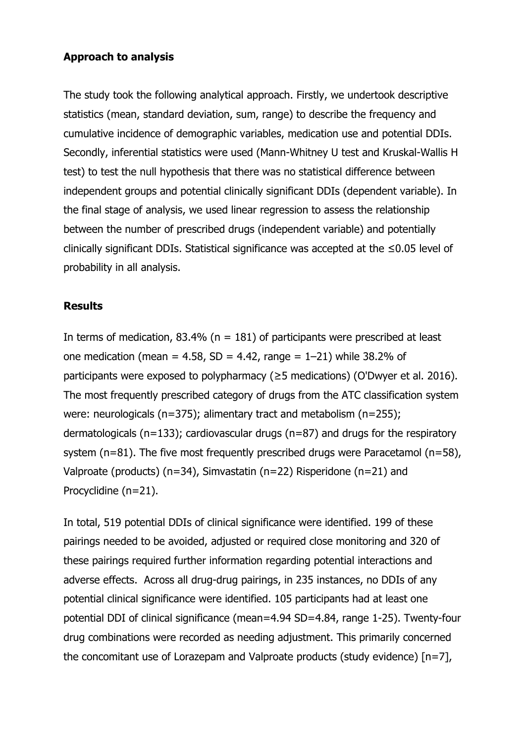**Approach to analysis**

The study took the following analytical approach. Firstly, we undertook descriptive statistics (mean, standard deviation, sum, range) to describe the frequency and cumulative incidence of demographic variables, medication use and potential DDIs. Secondly, inferential statistics were used (Mann-Whitney U test and Kruskal-Wallis H test) to test the null hypothesis that there was no statistical difference between independent groups and potential clinically significant DDIs (dependent variable). In the final stage of analysis, we used linear regression to assess the relationship between the number of prescribed drugs (independent variable) and potentially clinically significant DDIs. Statistical significance was accepted at the ≤0.05 level of probability in all analysis.

**Results**

In terms of medication, 83.4% (n = 181) of participants were prescribed at least one medication (mean = 4.58, SD = 4.42, range = 1–21) while 38.2% of participants were exposed to polypharmacy (≥5 medications) (O'Dwyer et al. 2016). The most frequently prescribed category of drugs from the ATC classification system were: neurologicals (n=375); alimentary tract and metabolism (n=255); dermatologicals (n=133); cardiovascular drugs (n=87) and drugs for the respiratory system (n=81). The five most frequently prescribed drugs were Paracetamol (n=58), Valproate (products) (n=34), Simvastatin (n=22) Risperidone (n=21) and Procyclidine (n=21).

In total, 519 potential DDIs of clinical significance were identified. 199 of these pairings needed to be avoided, adjusted or required close monitoring and 320 of these pairings required further information regarding potential interactions and adverse effects. Across all drug-drug pairings, in 235 instances, no DDIs of any potential clinical significance were identified. 105 participants had at least one potential DDI of clinical significance (mean=4.94 SD=4.84, range 1-25). Twenty-four drug combinations were recorded as needing adjustment. This primarily concerned the concomitant use of Lorazepam and Valproate products (study evidence) [n=7],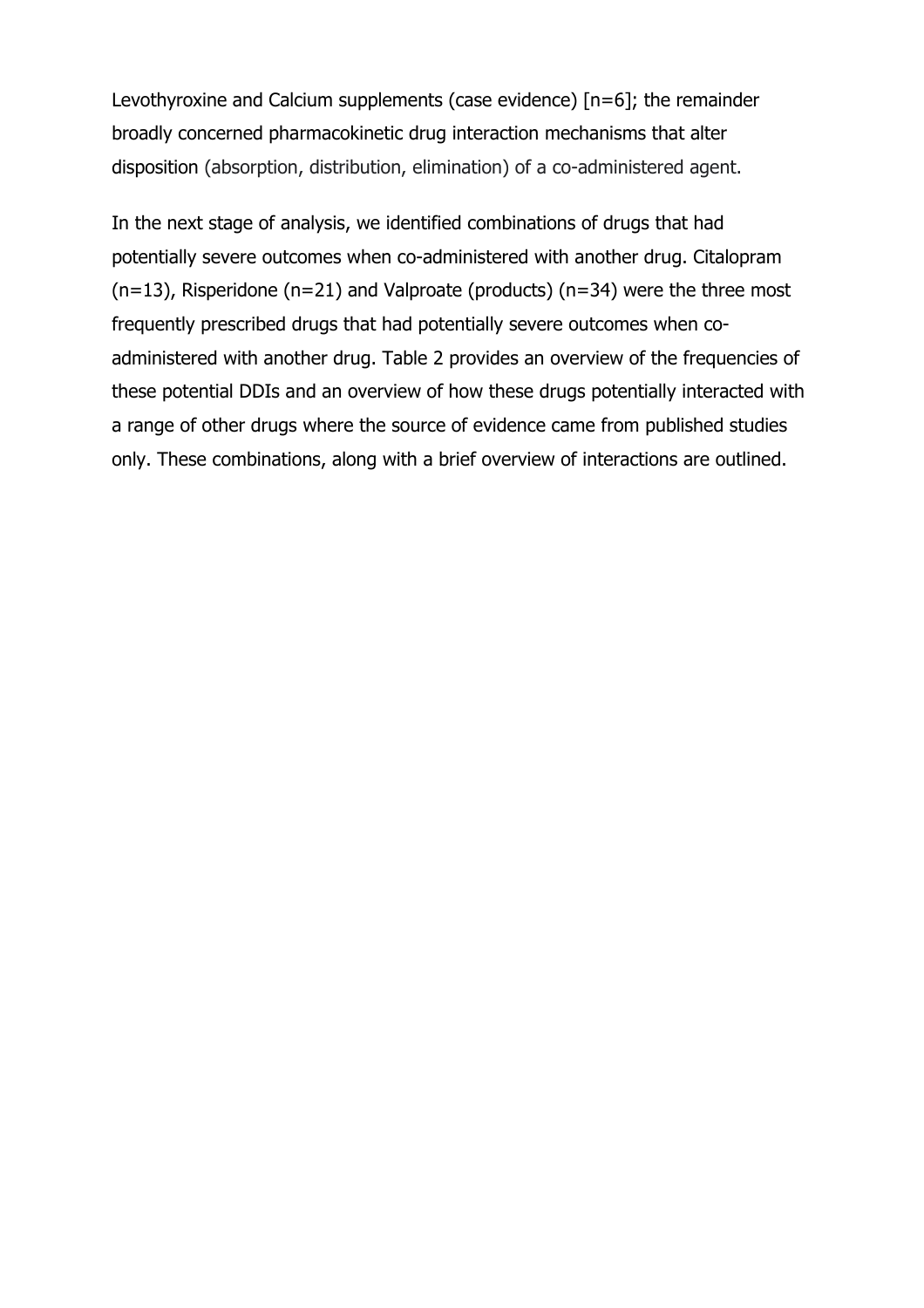Levothyroxine and Calcium supplements (case evidence) [n=6]; the remainder broadly concerned pharmacokinetic drug interaction mechanisms that alter disposition (absorption, distribution, elimination) of a co-administered agent.

In the next stage of analysis, we identified combinations of drugs that had potentially severe outcomes when co-administered with another drug. Citalopram (n=13), Risperidone (n=21) and Valproate (products) (n=34) were the three most frequently prescribed drugs that had potentially severe outcomes when co-administered with another drug. Table 2 provides an overview of the frequencies of these potential DDIs and an overview of how these drugs potentially interacted with a range of other drugs where the source of evidence came from published studies only. These combinations, along with a brief overview of interactions are outlined.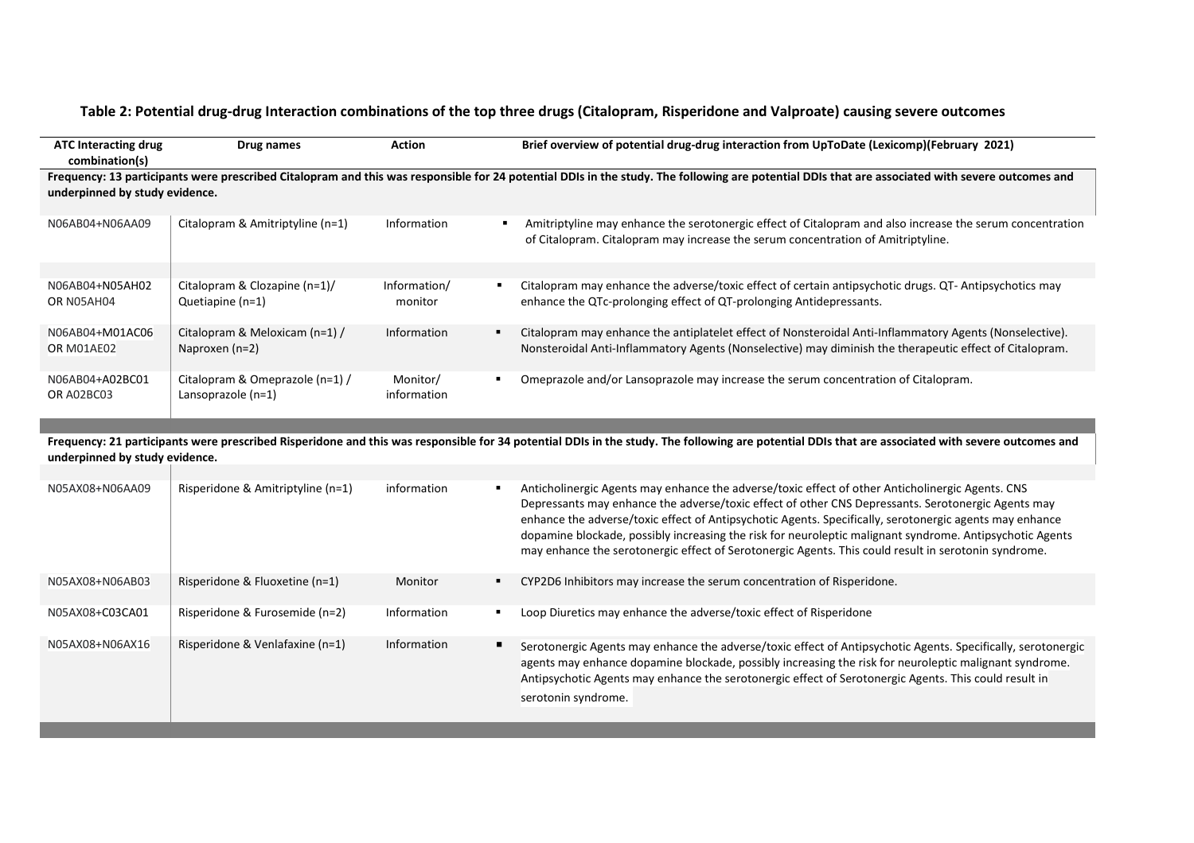**Table 2: Potential drug-drug Interaction combinations of the top three drugs (Citalopram, Risperidone and Valproate) causing severe outcomes**

| ATC Interacting drug combination(s) | Drug names | Action | Brief overview of potential drug-drug interaction from UpToDate (Lexicomp)(February 2021) |
|---|---|---|---|
| **Frequency: 13 participants were prescribed Citalopram and this was responsible for 24 potential DDIs in the study. The following are potential DDIs that are associated with severe outcomes and underpinned by study evidence.** | | | |
| N06AB04+N06AA09 | Citalopram & Amitriptyline (n=1) | Information | ▪ Amitriptyline may enhance the serotonergic effect of Citalopram and also increase the serum concentration of Citalopram. Citalopram may increase the serum concentration of Amitriptyline. |
| N06AB04+N05AH02 OR N05AH04 | Citalopram & Clozapine (n=1)/ Quetiapine (n=1) | Information/ monitor | ▪ Citalopram may enhance the adverse/toxic effect of certain antipsychotic drugs. QT- Antipsychotics may enhance the QTc-prolonging effect of QT-prolonging Antidepressants. |
| N06AB04+M01AC06 OR M01AE02 | Citalopram & Meloxicam (n=1) / Naproxen (n=2) | Information | ▪ Citalopram may enhance the antiplatelet effect of Nonsteroidal Anti-Inflammatory Agents (Nonselective). Nonsteroidal Anti-Inflammatory Agents (Nonselective) may diminish the therapeutic effect of Citalopram. |
| N06AB04+A02BC01 OR A02BC03 | Citalopram & Omeprazole (n=1) / Lansoprazole (n=1) | Monitor/ information | ▪ Omeprazole and/or Lansoprazole may increase the serum concentration of Citalopram. |
| **Frequency: 21 participants were prescribed Risperidone and this was responsible for 34 potential DDIs in the study. The following are potential DDIs that are associated with severe outcomes and underpinned by study evidence.** | | | |
| N05AX08+N06AA09 | Risperidone & Amitriptyline (n=1) | information | ▪ Anticholinergic Agents may enhance the adverse/toxic effect of other Anticholinergic Agents. CNS Depressants may enhance the adverse/toxic effect of other CNS Depressants. Serotonergic Agents may enhance the adverse/toxic effect of Antipsychotic Agents. Specifically, serotonergic agents may enhance dopamine blockade, possibly increasing the risk for neuroleptic malignant syndrome. Antipsychotic Agents may enhance the serotonergic effect of Serotonergic Agents. This could result in serotonin syndrome. |
| N05AX08+N06AB03 | Risperidone & Fluoxetine (n=1) | Monitor | ▪ CYP2D6 Inhibitors may increase the serum concentration of Risperidone. |
| N05AX08+C03CA01 | Risperidone & Furosemide (n=2) | Information | ▪ Loop Diuretics may enhance the adverse/toxic effect of Risperidone |
| N05AX08+N06AX16 | Risperidone & Venlafaxine (n=1) | Information | ▪ Serotonergic Agents may enhance the adverse/toxic effect of Antipsychotic Agents. Specifically, serotonergic agents may enhance dopamine blockade, possibly increasing the risk for neuroleptic malignant syndrome. Antipsychotic Agents may enhance the serotonergic effect of Serotonergic Agents. This could result in serotonin syndrome. |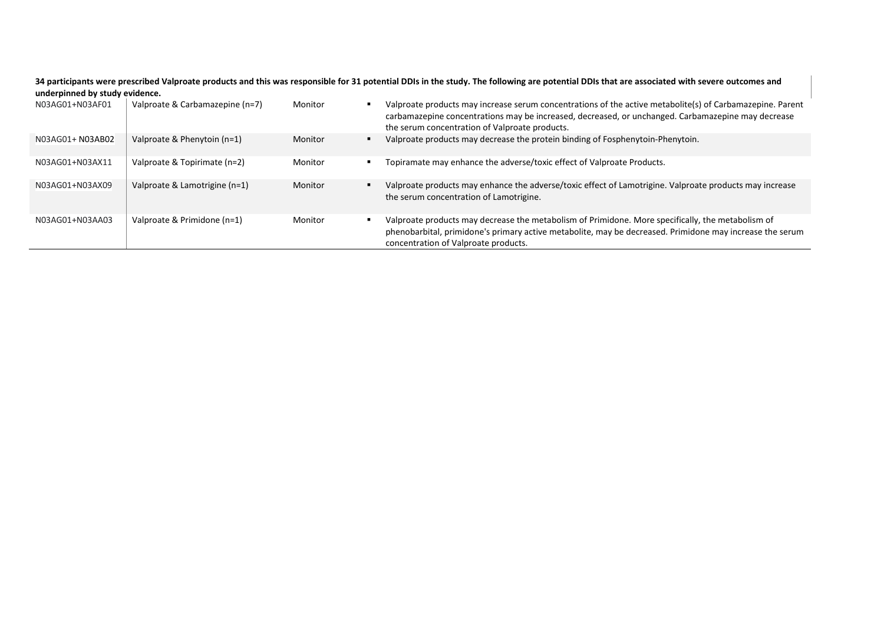**34 participants were prescribed Valproate products and this was responsible for 31 potential DDIs in the study. The following are potential DDIs that are associated with severe outcomes and underpinned by study evidence.**

| | | | |
|---|---|---|---|
| N03AG01+N03AF01 | Valproate & Carbamazepine (n=7) | Monitor | ▪ Valproate products may increase serum concentrations of the active metabolite(s) of Carbamazepine. Parent carbamazepine concentrations may be increased, decreased, or unchanged. Carbamazepine may decrease the serum concentration of Valproate products. |
| N03AG01+ N03AB02 | Valproate & Phenytoin (n=1) | Monitor | ▪ Valproate products may decrease the protein binding of Fosphenytoin-Phenytoin. |
| N03AG01+N03AX11 | Valproate & Topirimate (n=2) | Monitor | ▪ Topiramate may enhance the adverse/toxic effect of Valproate Products. |
| N03AG01+N03AX09 | Valproate & Lamotrigine (n=1) | Monitor | ▪ Valproate products may enhance the adverse/toxic effect of Lamotrigine. Valproate products may increase the serum concentration of Lamotrigine. |
| N03AG01+N03AA03 | Valproate & Primidone (n=1) | Monitor | ▪ Valproate products may decrease the metabolism of Primidone. More specifically, the metabolism of phenobarbital, primidone's primary active metabolite, may be decreased. Primidone may increase the serum concentration of Valproate products. |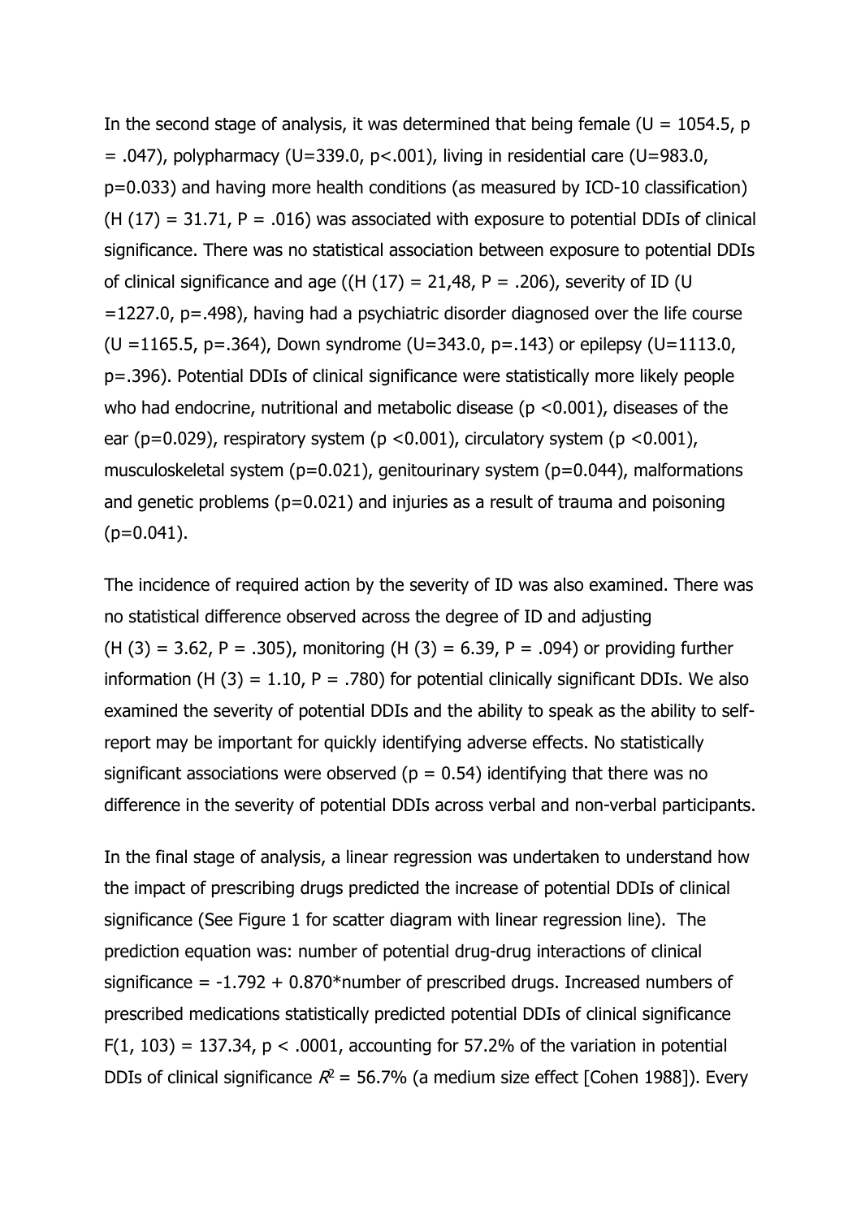In the second stage of analysis, it was determined that being female ($U = 1054.5$, $p = .047$), polypharmacy ($U=339.0$, $p<.001$), living in residential care ($U=983.0$, $p=0.033$) and having more health conditions (as measured by ICD-10 classification) ($H (17) = 31.71$, $P = .016$) was associated with exposure to potential DDIs of clinical significance. There was no statistical association between exposure to potential DDIs of clinical significance and age (($H (17) = 21,48$, $P = .206$), severity of ID ($U =1227.0$, $p=.498$), having had a psychiatric disorder diagnosed over the life course ($U =1165.5$, $p=.364$), Down syndrome ($U=343.0$, $p=.143$) or epilepsy ($U=1113.0$, $p=.396$). Potential DDIs of clinical significance were statistically more likely people who had endocrine, nutritional and metabolic disease ($p <0.001$), diseases of the ear ($p=0.029$), respiratory system ($p <0.001$), circulatory system ($p <0.001$), musculoskeletal system ($p=0.021$), genitourinary system ($p=0.044$), malformations and genetic problems ($p=0.021$) and injuries as a result of trauma and poisoning ($p=0.041$).

The incidence of required action by the severity of ID was also examined. There was no statistical difference observed across the degree of ID and adjusting ($H (3) = 3.62$, $P = .305$), monitoring ($H (3) = 6.39$, $P = .094$) or providing further information ($H (3) = 1.10$, $P = .780$) for potential clinically significant DDIs. We also examined the severity of potential DDIs and the ability to speak as the ability to self-report may be important for quickly identifying adverse effects. No statistically significant associations were observed ($p = 0.54$) identifying that there was no difference in the severity of potential DDIs across verbal and non-verbal participants.

In the final stage of analysis, a linear regression was undertaken to understand how the impact of prescribing drugs predicted the increase of potential DDIs of clinical significance (See Figure 1 for scatter diagram with linear regression line). The prediction equation was: number of potential drug-drug interactions of clinical significance = -1.792 + 0.870*number of prescribed drugs. Increased numbers of prescribed medications statistically predicted potential DDIs of clinical significance $F(1, 103) = 137.34$, $p < .0001$, accounting for 57.2% of the variation in potential DDIs of clinical significance $R^2 = 56.7\%$ (a medium size effect [Cohen 1988]). Every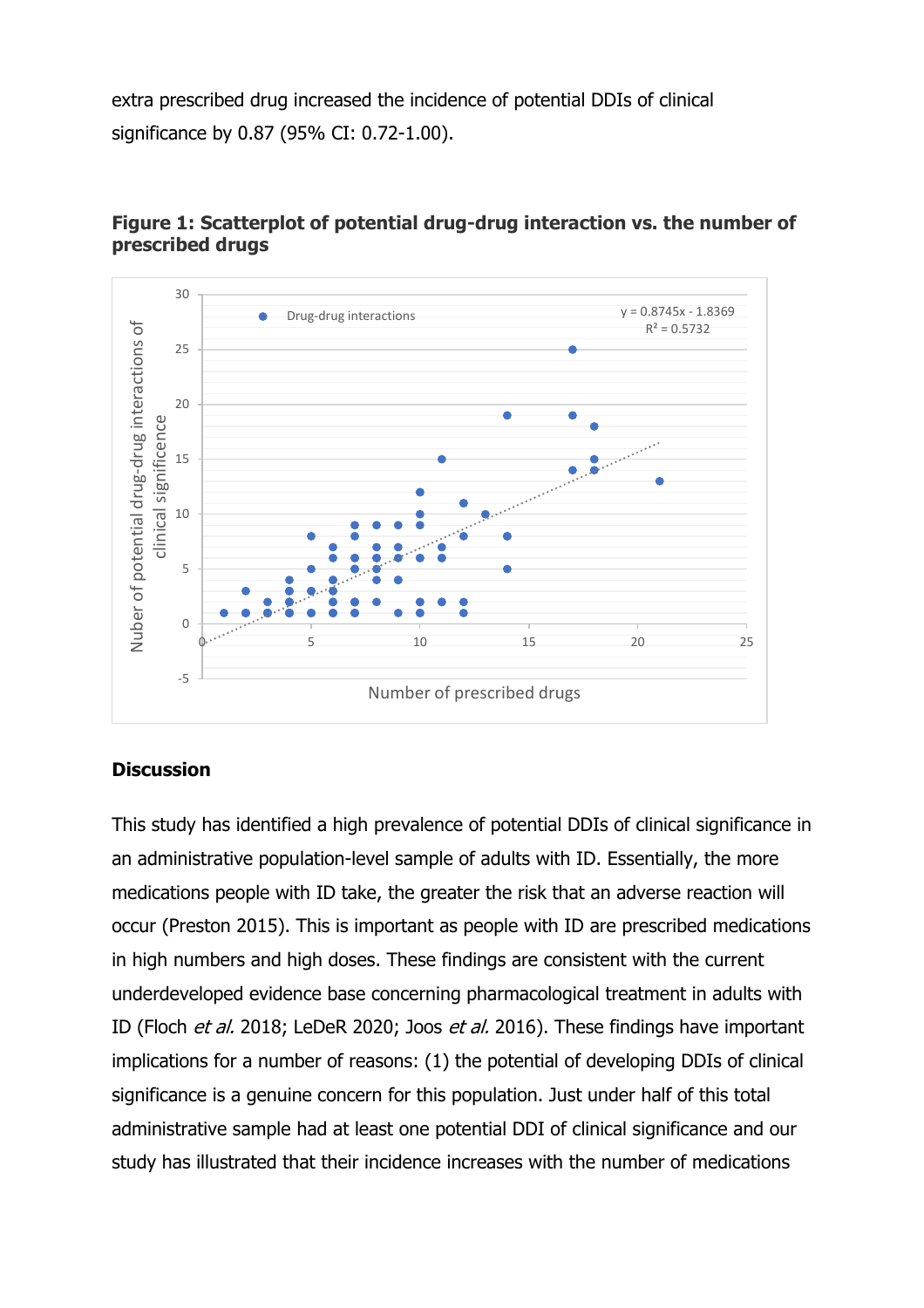extra prescribed drug increased the incidence of potential DDIs of clinical significance by 0.87 (95% CI: 0.72-1.00).

**Figure 1: Scatterplot of potential drug-drug interaction vs. the number of prescribed drugs**

## Discussion

This study has identified a high prevalence of potential DDIs of clinical significance in an administrative population-level sample of adults with ID. Essentially, the more medications people with ID take, the greater the risk that an adverse reaction will occur (Preston 2015). This is important as people with ID are prescribed medications in high numbers and high doses. These findings are consistent with the current underdeveloped evidence base concerning pharmacological treatment in adults with ID (Floch *et al.* 2018; LeDeR 2020; Joos *et al.* 2016). These findings have important implications for a number of reasons: (1) the potential of developing DDIs of clinical significance is a genuine concern for this population. Just under half of this total administrative sample had at least one potential DDI of clinical significance and our study has illustrated that their incidence increases with the number of medications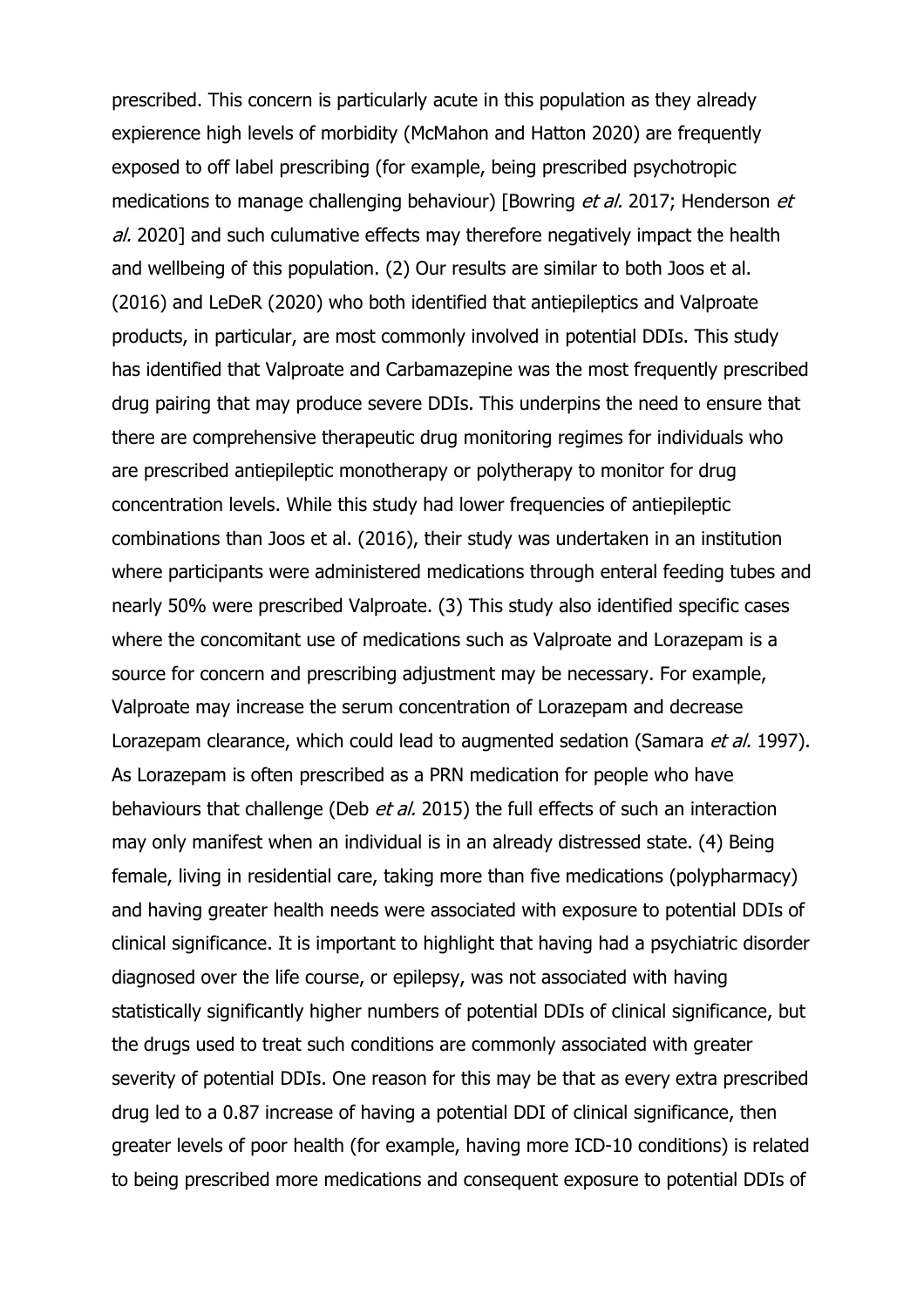prescribed. This concern is particularly acute in this population as they already expierence high levels of morbidity (McMahon and Hatton 2020) are frequently exposed to off label prescribing (for example, being prescribed psychotropic medications to manage challenging behaviour) [Bowring *et al.* 2017; Henderson *et al.* 2020] and such culumative effects may therefore negatively impact the health and wellbeing of this population. (2) Our results are similar to both Joos et al. (2016) and LeDeR (2020) who both identified that antiepileptics and Valproate products, in particular, are most commonly involved in potential DDIs. This study has identified that Valproate and Carbamazepine was the most frequently prescribed drug pairing that may produce severe DDIs. This underpins the need to ensure that there are comprehensive therapeutic drug monitoring regimes for individuals who are prescribed antiepileptic monotherapy or polytherapy to monitor for drug concentration levels. While this study had lower frequencies of antiepileptic combinations than Joos et al. (2016), their study was undertaken in an institution where participants were administered medications through enteral feeding tubes and nearly 50% were prescribed Valproate. (3) This study also identified specific cases where the concomitant use of medications such as Valproate and Lorazepam is a source for concern and prescribing adjustment may be necessary. For example, Valproate may increase the serum concentration of Lorazepam and decrease Lorazepam clearance, which could lead to augmented sedation (Samara *et al.* 1997). As Lorazepam is often prescribed as a PRN medication for people who have behaviours that challenge (Deb *et al.* 2015) the full effects of such an interaction may only manifest when an individual is in an already distressed state. (4) Being female, living in residential care, taking more than five medications (polypharmacy) and having greater health needs were associated with exposure to potential DDIs of clinical significance. It is important to highlight that having had a psychiatric disorder diagnosed over the life course, or epilepsy, was not associated with having statistically significantly higher numbers of potential DDIs of clinical significance, but the drugs used to treat such conditions are commonly associated with greater severity of potential DDIs. One reason for this may be that as every extra prescribed drug led to a 0.87 increase of having a potential DDI of clinical significance, then greater levels of poor health (for example, having more ICD-10 conditions) is related to being prescribed more medications and consequent exposure to potential DDIs of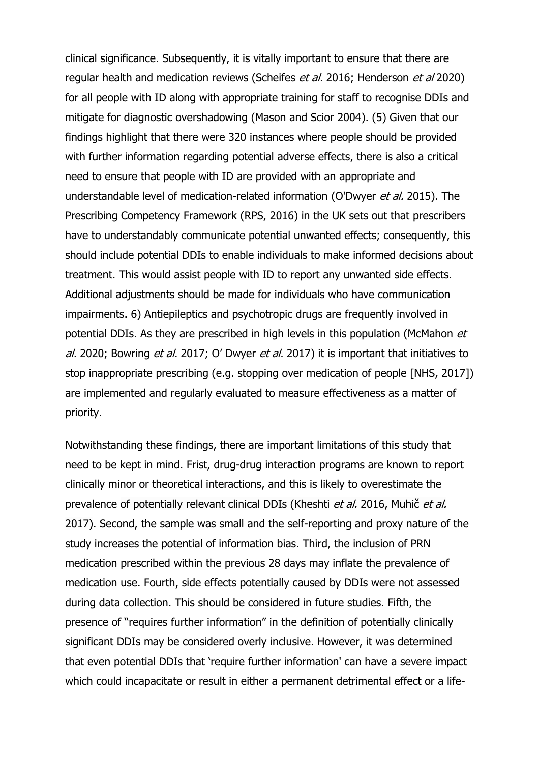clinical significance. Subsequently, it is vitally important to ensure that there are regular health and medication reviews (Scheifes *et al.* 2016; Henderson *et al* 2020) for all people with ID along with appropriate training for staff to recognise DDIs and mitigate for diagnostic overshadowing (Mason and Scior 2004). (5) Given that our findings highlight that there were 320 instances where people should be provided with further information regarding potential adverse effects, there is also a critical need to ensure that people with ID are provided with an appropriate and understandable level of medication-related information (O'Dwyer *et al.* 2015). The Prescribing Competency Framework (RPS, 2016) in the UK sets out that prescribers have to understandably communicate potential unwanted effects; consequently, this should include potential DDIs to enable individuals to make informed decisions about treatment. This would assist people with ID to report any unwanted side effects. Additional adjustments should be made for individuals who have communication impairments. 6) Antiepileptics and psychotropic drugs are frequently involved in potential DDIs. As they are prescribed in high levels in this population (McMahon *et al.* 2020; Bowring *et al.* 2017; O' Dwyer *et al.* 2017) it is important that initiatives to stop inappropriate prescribing (e.g. stopping over medication of people [NHS, 2017]) are implemented and regularly evaluated to measure effectiveness as a matter of priority.

Notwithstanding these findings, there are important limitations of this study that need to be kept in mind. Frist, drug-drug interaction programs are known to report clinically minor or theoretical interactions, and this is likely to overestimate the prevalence of potentially relevant clinical DDIs (Kheshti *et al.* 2016, Muhič *et al.* 2017). Second, the sample was small and the self-reporting and proxy nature of the study increases the potential of information bias. Third, the inclusion of PRN medication prescribed within the previous 28 days may inflate the prevalence of medication use. Fourth, side effects potentially caused by DDIs were not assessed during data collection. This should be considered in future studies. Fifth, the presence of "requires further information" in the definition of potentially clinically significant DDIs may be considered overly inclusive. However, it was determined that even potential DDIs that 'require further information' can have a severe impact which could incapacitate or result in either a permanent detrimental effect or a life-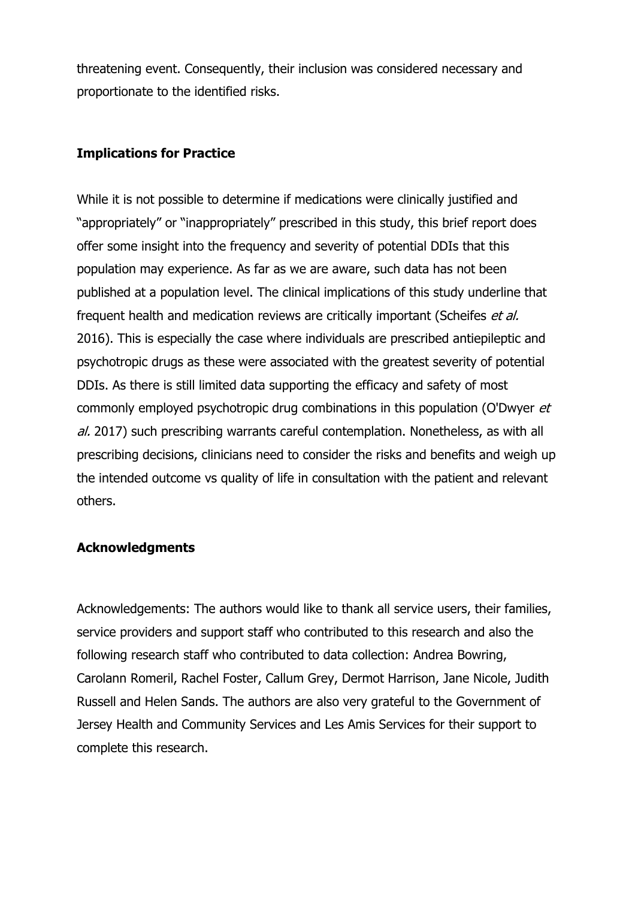threatening event. Consequently, their inclusion was considered necessary and proportionate to the identified risks.

## Implications for Practice

While it is not possible to determine if medications were clinically justified and "appropriately" or "inappropriately" prescribed in this study, this brief report does offer some insight into the frequency and severity of potential DDIs that this population may experience. As far as we are aware, such data has not been published at a population level. The clinical implications of this study underline that frequent health and medication reviews are critically important (Scheifes *et al.* 2016). This is especially the case where individuals are prescribed antiepileptic and psychotropic drugs as these were associated with the greatest severity of potential DDIs. As there is still limited data supporting the efficacy and safety of most commonly employed psychotropic drug combinations in this population (O'Dwyer *et al.* 2017) such prescribing warrants careful contemplation. Nonetheless, as with all prescribing decisions, clinicians need to consider the risks and benefits and weigh up the intended outcome vs quality of life in consultation with the patient and relevant others.

## Acknowledgments

Acknowledgements: The authors would like to thank all service users, their families, service providers and support staff who contributed to this research and also the following research staff who contributed to data collection: Andrea Bowring, Carolann Romeril, Rachel Foster, Callum Grey, Dermot Harrison, Jane Nicole, Judith Russell and Helen Sands. The authors are also very grateful to the Government of Jersey Health and Community Services and Les Amis Services for their support to complete this research.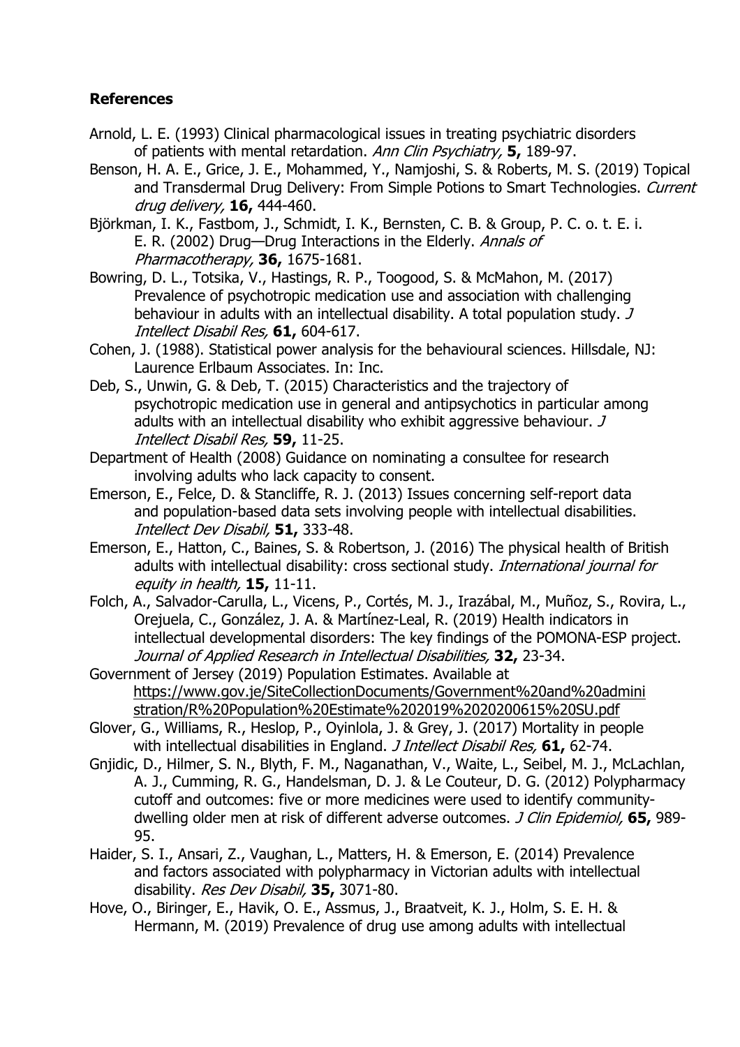**References**

Arnold, L. E. (1993) Clinical pharmacological issues in treating psychiatric disorders of patients with mental retardation. *Ann Clin Psychiatry,* **5,** 189-97.

Benson, H. A. E., Grice, J. E., Mohammed, Y., Namjoshi, S. & Roberts, M. S. (2019) Topical and Transdermal Drug Delivery: From Simple Potions to Smart Technologies. *Current drug delivery,* **16,** 444-460.

Björkman, I. K., Fastbom, J., Schmidt, I. K., Bernsten, C. B. & Group, P. C. o. t. E. i. E. R. (2002) Drug—Drug Interactions in the Elderly. *Annals of Pharmacotherapy,* **36,** 1675-1681.

Bowring, D. L., Totsika, V., Hastings, R. P., Toogood, S. & McMahon, M. (2017) Prevalence of psychotropic medication use and association with challenging behaviour in adults with an intellectual disability. A total population study. *J Intellect Disabil Res,* **61,** 604-617.

Cohen, J. (1988). Statistical power analysis for the behavioural sciences. Hillsdale, NJ: Laurence Erlbaum Associates. In: Inc.

Deb, S., Unwin, G. & Deb, T. (2015) Characteristics and the trajectory of psychotropic medication use in general and antipsychotics in particular among adults with an intellectual disability who exhibit aggressive behaviour. *J Intellect Disabil Res,* **59,** 11-25.

Department of Health (2008) Guidance on nominating a consultee for research involving adults who lack capacity to consent.

Emerson, E., Felce, D. & Stancliffe, R. J. (2013) Issues concerning self-report data and population-based data sets involving people with intellectual disabilities. *Intellect Dev Disabil,* **51,** 333-48.

Emerson, E., Hatton, C., Baines, S. & Robertson, J. (2016) The physical health of British adults with intellectual disability: cross sectional study. *International journal for equity in health,* **15,** 11-11.

Folch, A., Salvador-Carulla, L., Vicens, P., Cortés, M. J., Irazábal, M., Muñoz, S., Rovira, L., Orejuela, C., González, J. A. & Martínez-Leal, R. (2019) Health indicators in intellectual developmental disorders: The key findings of the POMONA-ESP project. *Journal of Applied Research in Intellectual Disabilities,* **32,** 23-34.

Government of Jersey (2019) Population Estimates. Available at https://www.gov.je/SiteCollectionDocuments/Government%20and%20administration/R%20Population%20Estimate%202019%2020200615%20SU.pdf

Glover, G., Williams, R., Heslop, P., Oyinlola, J. & Grey, J. (2017) Mortality in people with intellectual disabilities in England. *J Intellect Disabil Res,* **61,** 62-74.

Gnjidic, D., Hilmer, S. N., Blyth, F. M., Naganathan, V., Waite, L., Seibel, M. J., McLachlan, A. J., Cumming, R. G., Handelsman, D. J. & Le Couteur, D. G. (2012) Polypharmacy cutoff and outcomes: five or more medicines were used to identify community-dwelling older men at risk of different adverse outcomes. *J Clin Epidemiol,* **65,** 989-95.

Haider, S. I., Ansari, Z., Vaughan, L., Matters, H. & Emerson, E. (2014) Prevalence and factors associated with polypharmacy in Victorian adults with intellectual disability. *Res Dev Disabil,* **35,** 3071-80.

Hove, O., Biringer, E., Havik, O. E., Assmus, J., Braatveit, K. J., Holm, S. E. H. & Hermann, M. (2019) Prevalence of drug use among adults with intellectual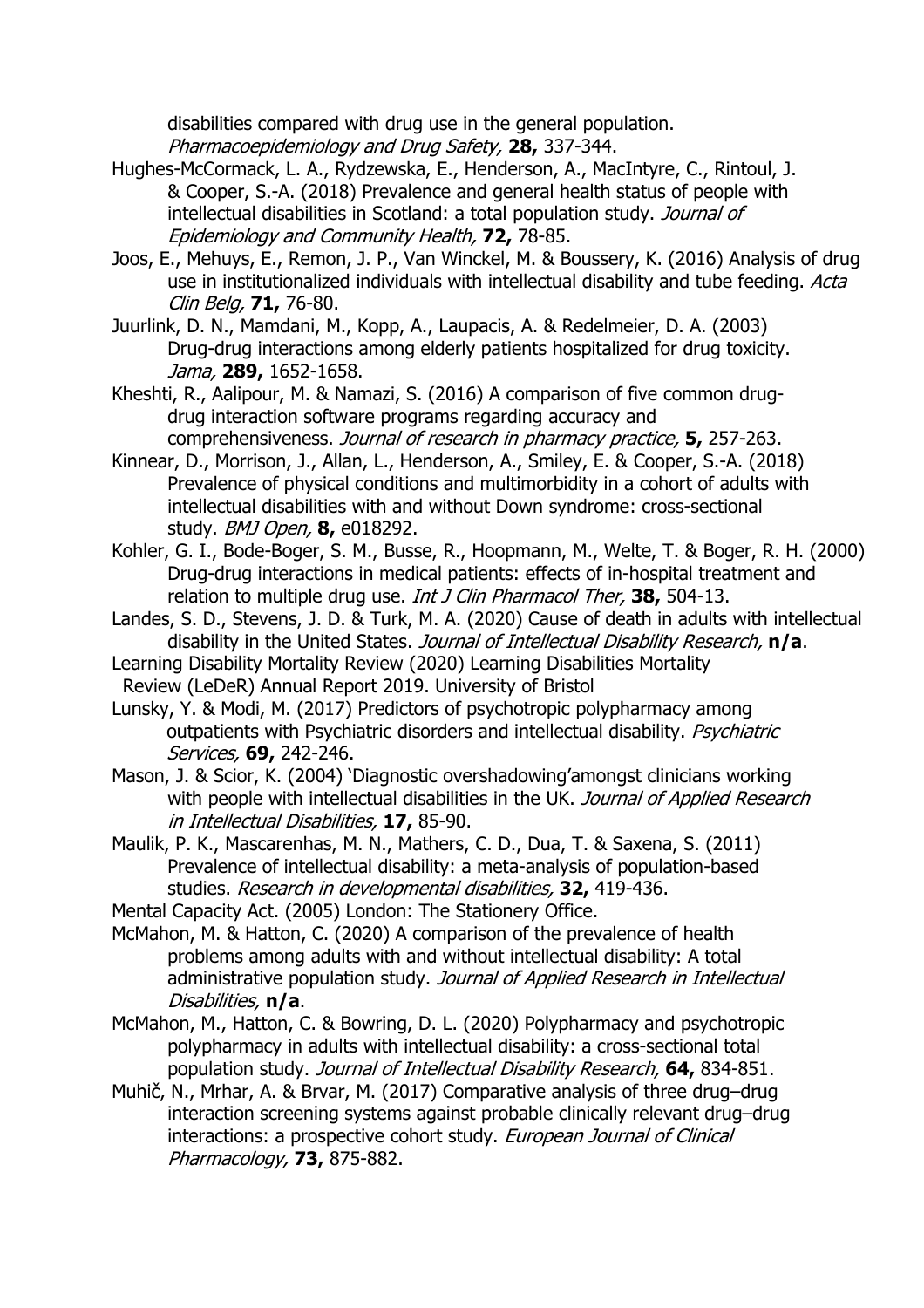disabilities compared with drug use in the general population. *Pharmacoepidemiology and Drug Safety,* **28,** 337-344.

Hughes-McCormack, L. A., Rydzewska, E., Henderson, A., MacIntyre, C., Rintoul, J. & Cooper, S.-A. (2018) Prevalence and general health status of people with intellectual disabilities in Scotland: a total population study. *Journal of Epidemiology and Community Health,* **72,** 78-85.

Joos, E., Mehuys, E., Remon, J. P., Van Winckel, M. & Boussery, K. (2016) Analysis of drug use in institutionalized individuals with intellectual disability and tube feeding. *Acta Clin Belg,* **71,** 76-80.

Juurlink, D. N., Mamdani, M., Kopp, A., Laupacis, A. & Redelmeier, D. A. (2003) Drug-drug interactions among elderly patients hospitalized for drug toxicity. *Jama,* **289,** 1652-1658.

Kheshti, R., Aalipour, M. & Namazi, S. (2016) A comparison of five common drug-drug interaction software programs regarding accuracy and comprehensiveness. *Journal of research in pharmacy practice,* **5,** 257-263.

Kinnear, D., Morrison, J., Allan, L., Henderson, A., Smiley, E. & Cooper, S.-A. (2018) Prevalence of physical conditions and multimorbidity in a cohort of adults with intellectual disabilities with and without Down syndrome: cross-sectional study. *BMJ Open,* **8,** e018292.

Kohler, G. I., Bode-Boger, S. M., Busse, R., Hoopmann, M., Welte, T. & Boger, R. H. (2000) Drug-drug interactions in medical patients: effects of in-hospital treatment and relation to multiple drug use. *Int J Clin Pharmacol Ther,* **38,** 504-13.

Landes, S. D., Stevens, J. D. & Turk, M. A. (2020) Cause of death in adults with intellectual disability in the United States. *Journal of Intellectual Disability Research,* **n/a**.

Learning Disability Mortality Review (2020) Learning Disabilities Mortality Review (LeDeR) Annual Report 2019. University of Bristol

Lunsky, Y. & Modi, M. (2017) Predictors of psychotropic polypharmacy among outpatients with Psychiatric disorders and intellectual disability. *Psychiatric Services,* **69,** 242-246.

Mason, J. & Scior, K. (2004) 'Diagnostic overshadowing'amongst clinicians working with people with intellectual disabilities in the UK. *Journal of Applied Research in Intellectual Disabilities,* **17,** 85-90.

Maulik, P. K., Mascarenhas, M. N., Mathers, C. D., Dua, T. & Saxena, S. (2011) Prevalence of intellectual disability: a meta-analysis of population-based studies. *Research in developmental disabilities,* **32,** 419-436.

Mental Capacity Act. (2005) London: The Stationery Office.

McMahon, M. & Hatton, C. (2020) A comparison of the prevalence of health problems among adults with and without intellectual disability: A total administrative population study. *Journal of Applied Research in Intellectual Disabilities,* **n/a**.

McMahon, M., Hatton, C. & Bowring, D. L. (2020) Polypharmacy and psychotropic polypharmacy in adults with intellectual disability: a cross-sectional total population study. *Journal of Intellectual Disability Research,* **64,** 834-851.

Muhič, N., Mrhar, A. & Brvar, M. (2017) Comparative analysis of three drug–drug interaction screening systems against probable clinically relevant drug–drug interactions: a prospective cohort study. *European Journal of Clinical Pharmacology,* **73,** 875-882.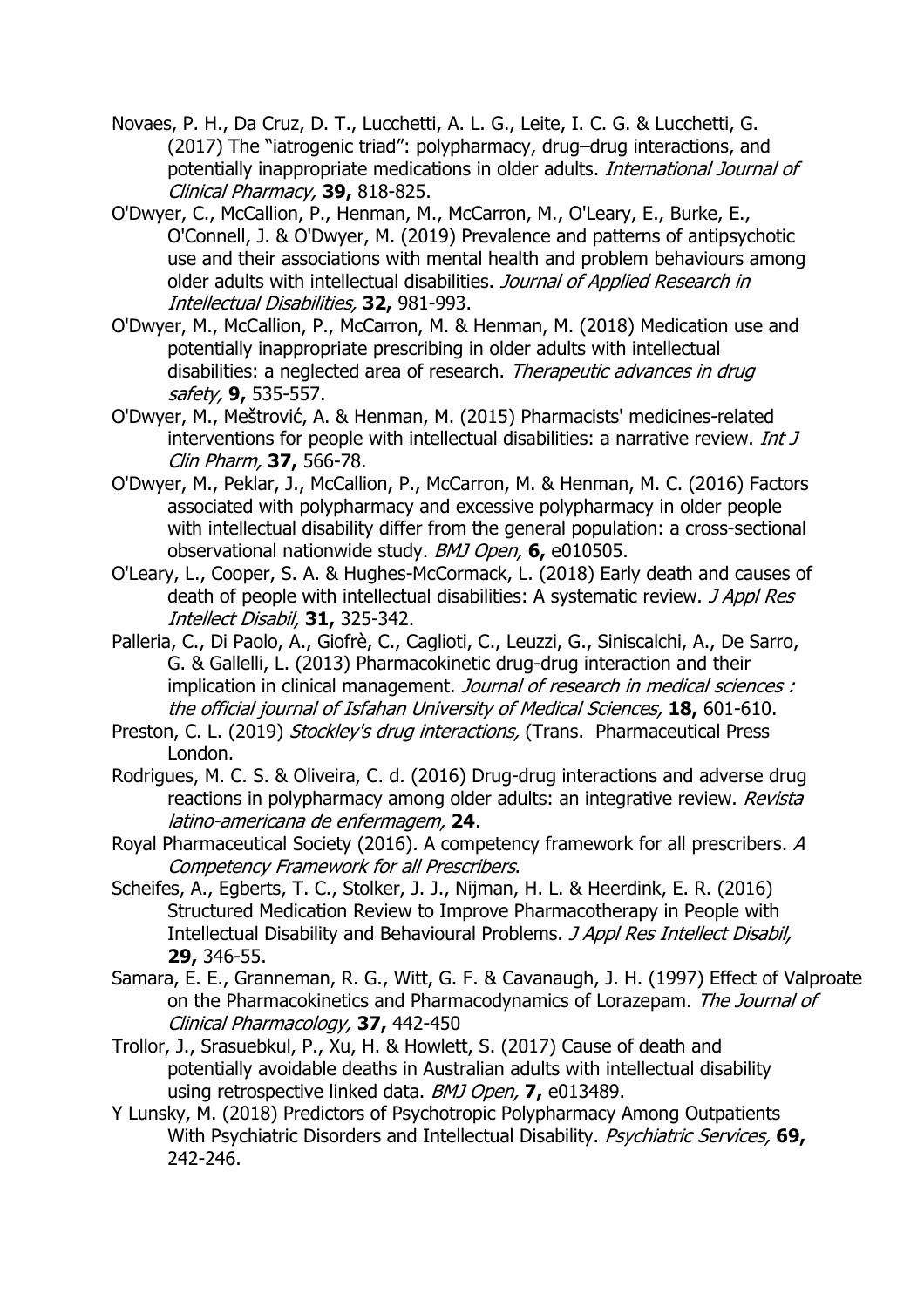Novaes, P. H., Da Cruz, D. T., Lucchetti, A. L. G., Leite, I. C. G. & Lucchetti, G. (2017) The "iatrogenic triad": polypharmacy, drug–drug interactions, and potentially inappropriate medications in older adults. *International Journal of Clinical Pharmacy,* **39,** 818-825.

O'Dwyer, C., McCallion, P., Henman, M., McCarron, M., O'Leary, E., Burke, E., O'Connell, J. & O'Dwyer, M. (2019) Prevalence and patterns of antipsychotic use and their associations with mental health and problem behaviours among older adults with intellectual disabilities. *Journal of Applied Research in Intellectual Disabilities,* **32,** 981-993.

O'Dwyer, M., McCallion, P., McCarron, M. & Henman, M. (2018) Medication use and potentially inappropriate prescribing in older adults with intellectual disabilities: a neglected area of research. *Therapeutic advances in drug safety,* **9,** 535-557.

O'Dwyer, M., Meštrović, A. & Henman, M. (2015) Pharmacists' medicines-related interventions for people with intellectual disabilities: a narrative review. *Int J Clin Pharm,* **37,** 566-78.

O'Dwyer, M., Peklar, J., McCallion, P., McCarron, M. & Henman, M. C. (2016) Factors associated with polypharmacy and excessive polypharmacy in older people with intellectual disability differ from the general population: a cross-sectional observational nationwide study. *BMJ Open,* **6,** e010505.

O'Leary, L., Cooper, S. A. & Hughes-McCormack, L. (2018) Early death and causes of death of people with intellectual disabilities: A systematic review. *J Appl Res Intellect Disabil,* **31,** 325-342.

Palleria, C., Di Paolo, A., Giofrè, C., Caglioti, C., Leuzzi, G., Siniscalchi, A., De Sarro, G. & Gallelli, L. (2013) Pharmacokinetic drug-drug interaction and their implication in clinical management. *Journal of research in medical sciences : the official journal of Isfahan University of Medical Sciences,* **18,** 601-610.

Preston, C. L. (2019) *Stockley's drug interactions,* (Trans. Pharmaceutical Press London.

Rodrigues, M. C. S. & Oliveira, C. d. (2016) Drug-drug interactions and adverse drug reactions in polypharmacy among older adults: an integrative review. *Revista latino-americana de enfermagem,* **24**.

Royal Pharmaceutical Society (2016). A competency framework for all prescribers. *A Competency Framework for all Prescribers*.

Scheifes, A., Egberts, T. C., Stolker, J. J., Nijman, H. L. & Heerdink, E. R. (2016) Structured Medication Review to Improve Pharmacotherapy in People with Intellectual Disability and Behavioural Problems. *J Appl Res Intellect Disabil,* **29,** 346-55.

Samara, E. E., Granneman, R. G., Witt, G. F. & Cavanaugh, J. H. (1997) Effect of Valproate on the Pharmacokinetics and Pharmacodynamics of Lorazepam. *The Journal of Clinical Pharmacology,* **37,** 442-450

Trollor, J., Srasuebkul, P., Xu, H. & Howlett, S. (2017) Cause of death and potentially avoidable deaths in Australian adults with intellectual disability using retrospective linked data. *BMJ Open,* **7,** e013489.

Y Lunsky, M. (2018) Predictors of Psychotropic Polypharmacy Among Outpatients With Psychiatric Disorders and Intellectual Disability. *Psychiatric Services,* **69,** 242-246.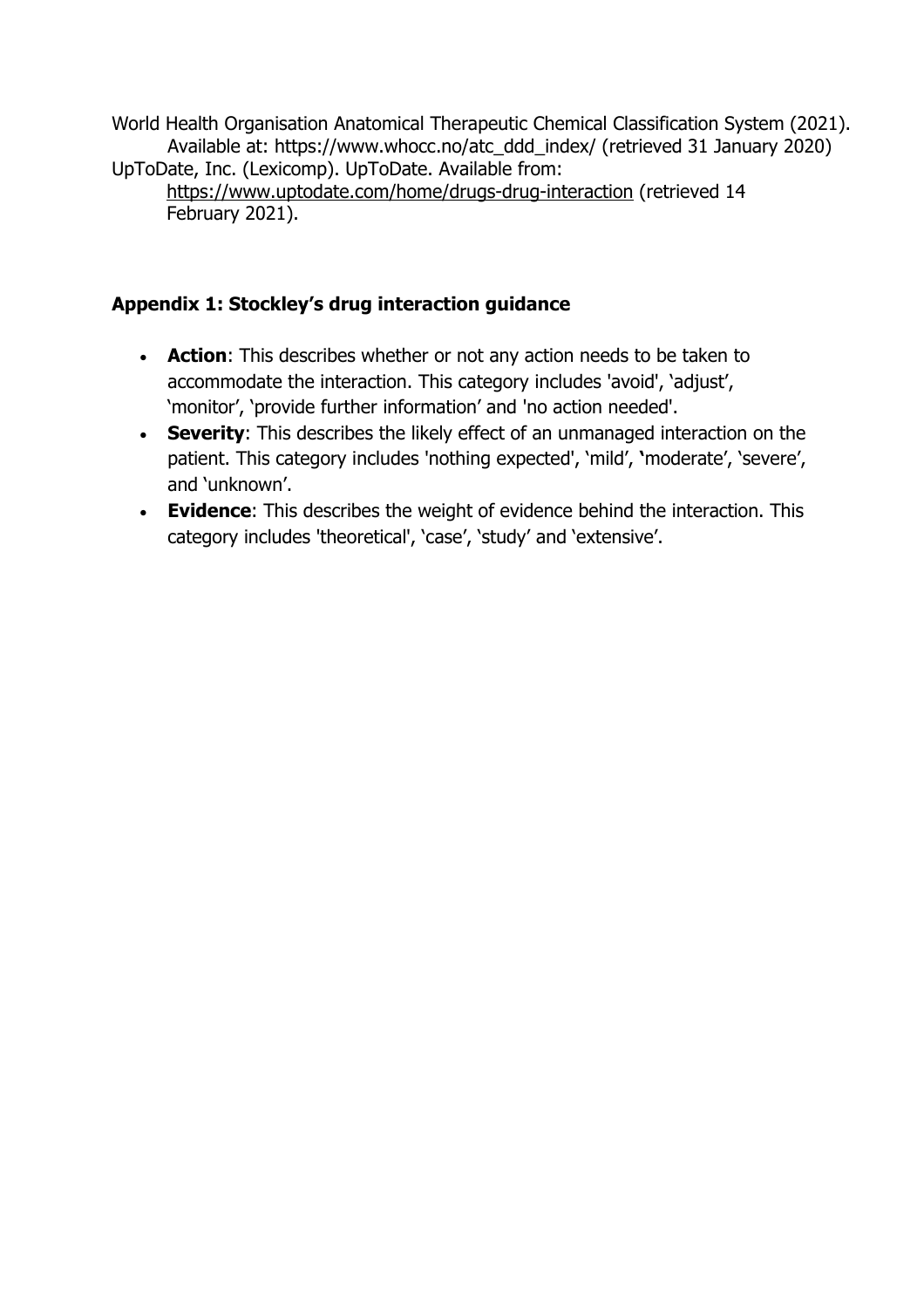World Health Organisation Anatomical Therapeutic Chemical Classification System (2021). Available at: https://www.whocc.no/atc_ddd_index/ (retrieved 31 January 2020)

UpToDate, Inc. (Lexicomp). UpToDate. Available from: https://www.uptodate.com/home/drugs-drug-interaction (retrieved 14 February 2021).

## Appendix 1: Stockley's drug interaction guidance

- **Action**: This describes whether or not any action needs to be taken to accommodate the interaction. This category includes 'avoid', 'adjust', 'monitor', 'provide further information' and 'no action needed'.
- **Severity**: This describes the likely effect of an unmanaged interaction on the patient. This category includes 'nothing expected', 'mild', 'moderate', 'severe', and 'unknown'.
- **Evidence**: This describes the weight of evidence behind the interaction. This category includes 'theoretical', 'case', 'study' and 'extensive'.